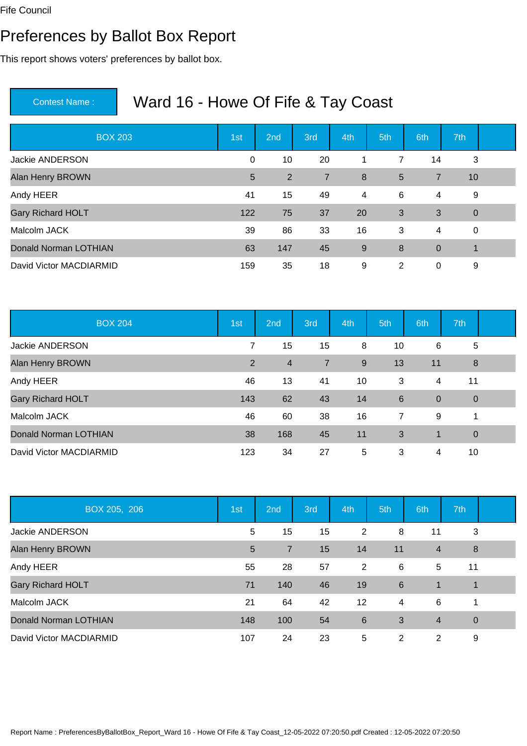Fife Council

# Preferences by Ballot Box Report

This report shows voters' preferences by ballot box.

**Contest Name :** Ward 16 - Howe Of Fife & Tay Coast

| BOX 203 | 1st | 2nd | 3rd | 4th | 5th | 6th | 7th |
|---|---|---|---|---|---|---|---|
| Jackie ANDERSON | 0 | 10 | 20 | 1 | 7 | 14 | 3 |
| Alan Henry BROWN | 5 | 2 | 7 | 8 | 5 | 7 | 10 |
| Andy HEER | 41 | 15 | 49 | 4 | 6 | 4 | 9 |
| Gary Richard HOLT | 122 | 75 | 37 | 20 | 3 | 3 | 0 |
| Malcolm JACK | 39 | 86 | 33 | 16 | 3 | 4 | 0 |
| Donald Norman LOTHIAN | 63 | 147 | 45 | 9 | 8 | 0 | 1 |
| David Victor MACDIARMID | 159 | 35 | 18 | 9 | 2 | 0 | 9 |

| BOX 204 | 1st | 2nd | 3rd | 4th | 5th | 6th | 7th |
|---|---|---|---|---|---|---|---|
| Jackie ANDERSON | 7 | 15 | 15 | 8 | 10 | 6 | 5 |
| Alan Henry BROWN | 2 | 4 | 7 | 9 | 13 | 11 | 8 |
| Andy HEER | 46 | 13 | 41 | 10 | 3 | 4 | 11 |
| Gary Richard HOLT | 143 | 62 | 43 | 14 | 6 | 0 | 0 |
| Malcolm JACK | 46 | 60 | 38 | 16 | 7 | 9 | 1 |
| Donald Norman LOTHIAN | 38 | 168 | 45 | 11 | 3 | 1 | 0 |
| David Victor MACDIARMID | 123 | 34 | 27 | 5 | 3 | 4 | 10 |

| BOX 205, 206 | 1st | 2nd | 3rd | 4th | 5th | 6th | 7th |
|---|---|---|---|---|---|---|---|
| Jackie ANDERSON | 5 | 15 | 15 | 2 | 8 | 11 | 3 |
| Alan Henry BROWN | 5 | 7 | 15 | 14 | 11 | 4 | 8 |
| Andy HEER | 55 | 28 | 57 | 2 | 6 | 5 | 11 |
| Gary Richard HOLT | 71 | 140 | 46 | 19 | 6 | 1 | 1 |
| Malcolm JACK | 21 | 64 | 42 | 12 | 4 | 6 | 1 |
| Donald Norman LOTHIAN | 148 | 100 | 54 | 6 | 3 | 4 | 0 |
| David Victor MACDIARMID | 107 | 24 | 23 | 5 | 2 | 2 | 9 |

Report Name : PreferencesByBallotBox_Report_Ward 16 - Howe Of Fife & Tay Coast_12-05-2022 07:20:50.pdf Created : 12-05-2022 07:20:50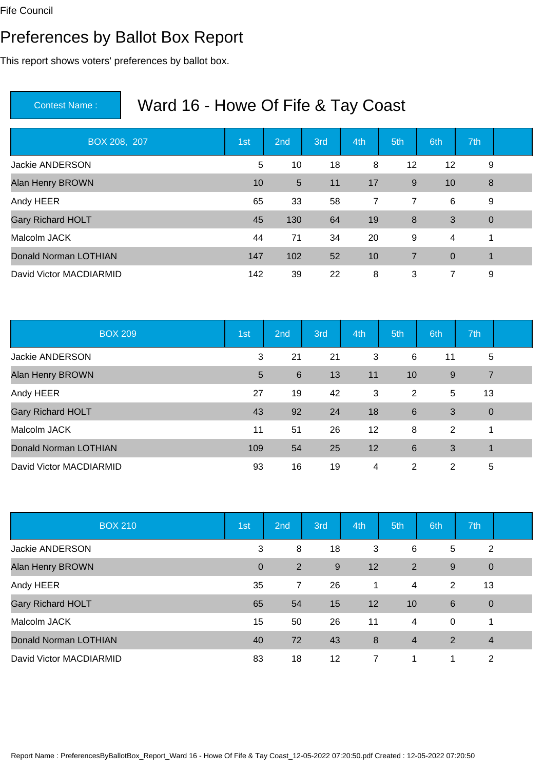Fife Council

# Preferences by Ballot Box Report

This report shows voters' preferences by ballot box.

| Contest Name : | Ward 16 - Howe Of Fife & Tay Coast |
|---|---|

| BOX 208, 207 | 1st | 2nd | 3rd | 4th | 5th | 6th | 7th |
|---|---|---|---|---|---|---|---|
| Jackie ANDERSON | 5 | 10 | 18 | 8 | 12 | 12 | 9 |
| Alan Henry BROWN | 10 | 5 | 11 | 17 | 9 | 10 | 8 |
| Andy HEER | 65 | 33 | 58 | 7 | 7 | 6 | 9 |
| Gary Richard HOLT | 45 | 130 | 64 | 19 | 8 | 3 | 0 |
| Malcolm JACK | 44 | 71 | 34 | 20 | 9 | 4 | 1 |
| Donald Norman LOTHIAN | 147 | 102 | 52 | 10 | 7 | 0 | 1 |
| David Victor MACDIARMID | 142 | 39 | 22 | 8 | 3 | 7 | 9 |

| BOX 209 | 1st | 2nd | 3rd | 4th | 5th | 6th | 7th |
|---|---|---|---|---|---|---|---|
| Jackie ANDERSON | 3 | 21 | 21 | 3 | 6 | 11 | 5 |
| Alan Henry BROWN | 5 | 6 | 13 | 11 | 10 | 9 | 7 |
| Andy HEER | 27 | 19 | 42 | 3 | 2 | 5 | 13 |
| Gary Richard HOLT | 43 | 92 | 24 | 18 | 6 | 3 | 0 |
| Malcolm JACK | 11 | 51 | 26 | 12 | 8 | 2 | 1 |
| Donald Norman LOTHIAN | 109 | 54 | 25 | 12 | 6 | 3 | 1 |
| David Victor MACDIARMID | 93 | 16 | 19 | 4 | 2 | 2 | 5 |

| BOX 210 | 1st | 2nd | 3rd | 4th | 5th | 6th | 7th |
|---|---|---|---|---|---|---|---|
| Jackie ANDERSON | 3 | 8 | 18 | 3 | 6 | 5 | 2 |
| Alan Henry BROWN | 0 | 2 | 9 | 12 | 2 | 9 | 0 |
| Andy HEER | 35 | 7 | 26 | 1 | 4 | 2 | 13 |
| Gary Richard HOLT | 65 | 54 | 15 | 12 | 10 | 6 | 0 |
| Malcolm JACK | 15 | 50 | 26 | 11 | 4 | 0 | 1 |
| Donald Norman LOTHIAN | 40 | 72 | 43 | 8 | 4 | 2 | 4 |
| David Victor MACDIARMID | 83 | 18 | 12 | 7 | 1 | 1 | 2 |

Report Name : PreferencesByBallotBox_Report_Ward 16 - Howe Of Fife & Tay Coast_12-05-2022 07:20:50.pdf Created : 12-05-2022 07:20:50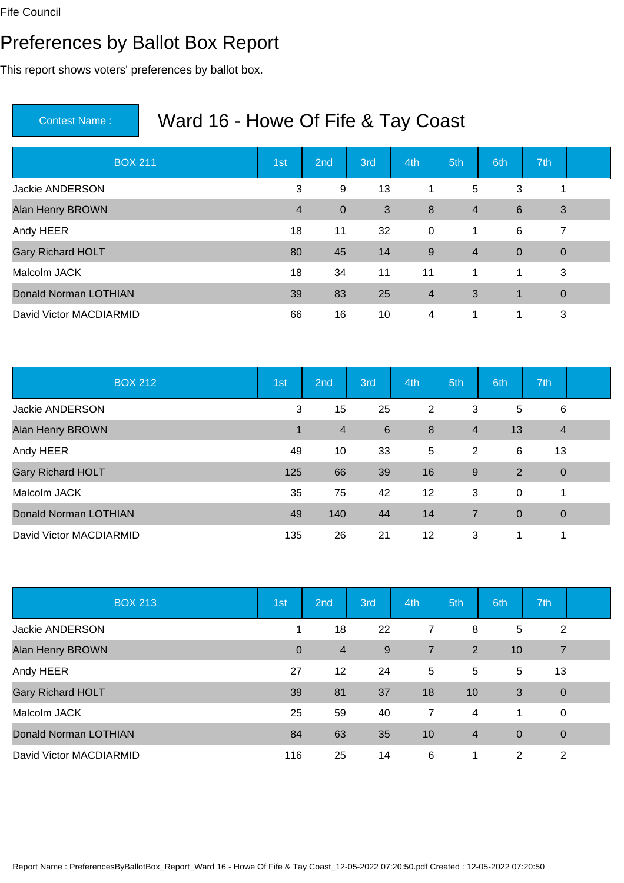Fife Council

# Preferences by Ballot Box Report

This report shows voters' preferences by ballot box.

| Contest Name : | Ward 16 - Howe Of Fife & Tay Coast |
|---|---|

| BOX 211 | 1st | 2nd | 3rd | 4th | 5th | 6th | 7th |
|---|---|---|---|---|---|---|---|
| Jackie ANDERSON | 3 | 9 | 13 | 1 | 5 | 3 | 1 |
| Alan Henry BROWN | 4 | 0 | 3 | 8 | 4 | 6 | 3 |
| Andy HEER | 18 | 11 | 32 | 0 | 1 | 6 | 7 |
| Gary Richard HOLT | 80 | 45 | 14 | 9 | 4 | 0 | 0 |
| Malcolm JACK | 18 | 34 | 11 | 11 | 1 | 1 | 3 |
| Donald Norman LOTHIAN | 39 | 83 | 25 | 4 | 3 | 1 | 0 |
| David Victor MACDIARMID | 66 | 16 | 10 | 4 | 1 | 1 | 3 |

| BOX 212 | 1st | 2nd | 3rd | 4th | 5th | 6th | 7th |
|---|---|---|---|---|---|---|---|
| Jackie ANDERSON | 3 | 15 | 25 | 2 | 3 | 5 | 6 |
| Alan Henry BROWN | 1 | 4 | 6 | 8 | 4 | 13 | 4 |
| Andy HEER | 49 | 10 | 33 | 5 | 2 | 6 | 13 |
| Gary Richard HOLT | 125 | 66 | 39 | 16 | 9 | 2 | 0 |
| Malcolm JACK | 35 | 75 | 42 | 12 | 3 | 0 | 1 |
| Donald Norman LOTHIAN | 49 | 140 | 44 | 14 | 7 | 0 | 0 |
| David Victor MACDIARMID | 135 | 26 | 21 | 12 | 3 | 1 | 1 |

| BOX 213 | 1st | 2nd | 3rd | 4th | 5th | 6th | 7th |
|---|---|---|---|---|---|---|---|
| Jackie ANDERSON | 1 | 18 | 22 | 7 | 8 | 5 | 2 |
| Alan Henry BROWN | 0 | 4 | 9 | 7 | 2 | 10 | 7 |
| Andy HEER | 27 | 12 | 24 | 5 | 5 | 5 | 13 |
| Gary Richard HOLT | 39 | 81 | 37 | 18 | 10 | 3 | 0 |
| Malcolm JACK | 25 | 59 | 40 | 7 | 4 | 1 | 0 |
| Donald Norman LOTHIAN | 84 | 63 | 35 | 10 | 4 | 0 | 0 |
| David Victor MACDIARMID | 116 | 25 | 14 | 6 | 1 | 2 | 2 |

Report Name : PreferencesByBallotBox_Report_Ward 16 - Howe Of Fife & Tay Coast_12-05-2022 07:20:50.pdf Created : 12-05-2022 07:20:50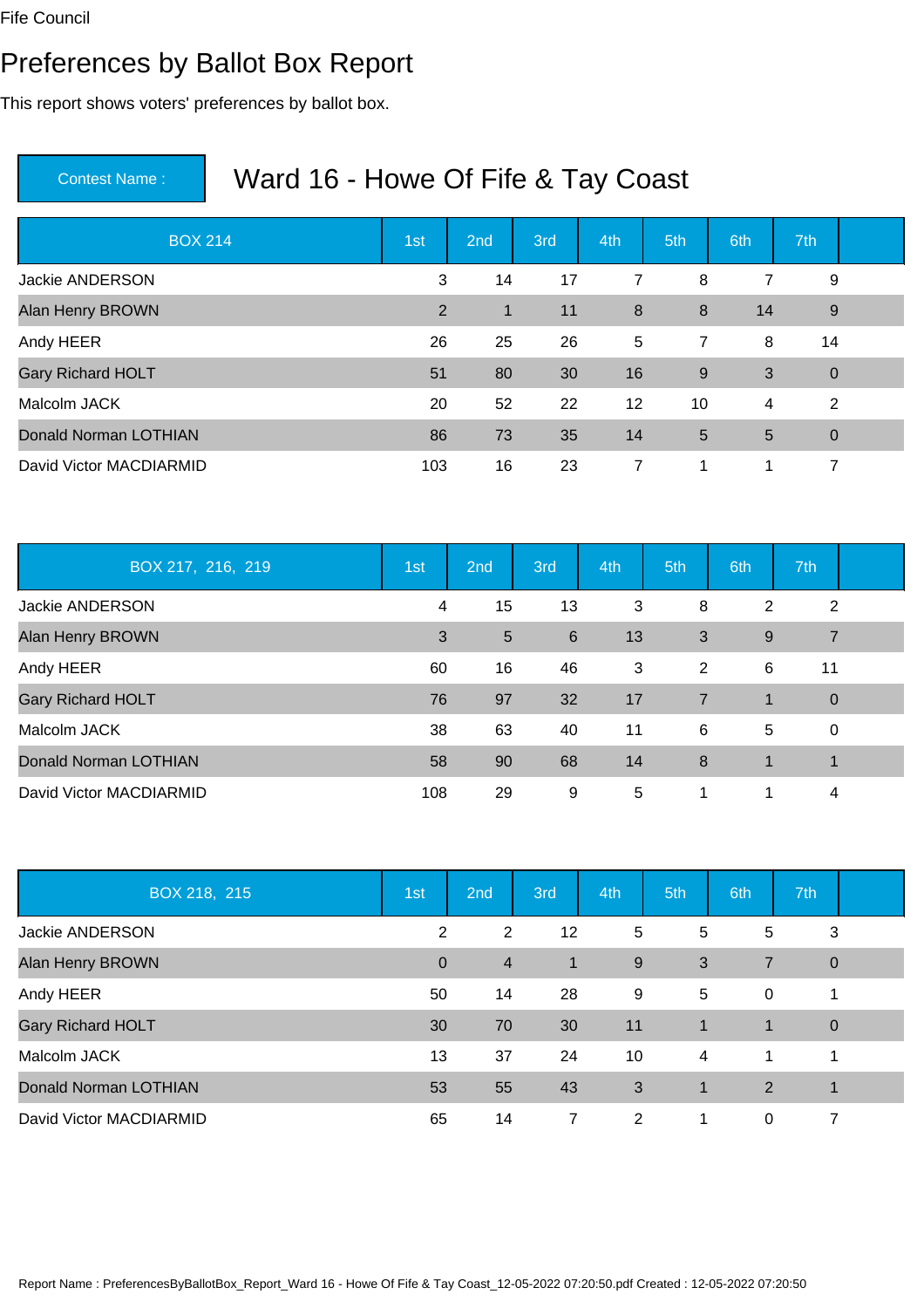Fife Council

# Preferences by Ballot Box Report

This report shows voters' preferences by ballot box.

Contest Name : **Ward 16 - Howe Of Fife & Tay Coast**

| BOX 214 | 1st | 2nd | 3rd | 4th | 5th | 6th | 7th |
|---|---|---|---|---|---|---|---|
| Jackie ANDERSON | 3 | 14 | 17 | 7 | 8 | 7 | 9 |
| Alan Henry BROWN | 2 | 1 | 11 | 8 | 8 | 14 | 9 |
| Andy HEER | 26 | 25 | 26 | 5 | 7 | 8 | 14 |
| Gary Richard HOLT | 51 | 80 | 30 | 16 | 9 | 3 | 0 |
| Malcolm JACK | 20 | 52 | 22 | 12 | 10 | 4 | 2 |
| Donald Norman LOTHIAN | 86 | 73 | 35 | 14 | 5 | 5 | 0 |
| David Victor MACDIARMID | 103 | 16 | 23 | 7 | 1 | 1 | 7 |

| BOX 217, 216, 219 | 1st | 2nd | 3rd | 4th | 5th | 6th | 7th |
|---|---|---|---|---|---|---|---|
| Jackie ANDERSON | 4 | 15 | 13 | 3 | 8 | 2 | 2 |
| Alan Henry BROWN | 3 | 5 | 6 | 13 | 3 | 9 | 7 |
| Andy HEER | 60 | 16 | 46 | 3 | 2 | 6 | 11 |
| Gary Richard HOLT | 76 | 97 | 32 | 17 | 7 | 1 | 0 |
| Malcolm JACK | 38 | 63 | 40 | 11 | 6 | 5 | 0 |
| Donald Norman LOTHIAN | 58 | 90 | 68 | 14 | 8 | 1 | 1 |
| David Victor MACDIARMID | 108 | 29 | 9 | 5 | 1 | 1 | 4 |

| BOX 218, 215 | 1st | 2nd | 3rd | 4th | 5th | 6th | 7th |
|---|---|---|---|---|---|---|---|
| Jackie ANDERSON | 2 | 2 | 12 | 5 | 5 | 5 | 3 |
| Alan Henry BROWN | 0 | 4 | 1 | 9 | 3 | 7 | 0 |
| Andy HEER | 50 | 14 | 28 | 9 | 5 | 0 | 1 |
| Gary Richard HOLT | 30 | 70 | 30 | 11 | 1 | 1 | 0 |
| Malcolm JACK | 13 | 37 | 24 | 10 | 4 | 1 | 1 |
| Donald Norman LOTHIAN | 53 | 55 | 43 | 3 | 1 | 2 | 1 |
| David Victor MACDIARMID | 65 | 14 | 7 | 2 | 1 | 0 | 7 |

Report Name : PreferencesByBallotBox_Report_Ward 16 - Howe Of Fife & Tay Coast_12-05-2022 07:20:50.pdf Created : 12-05-2022 07:20:50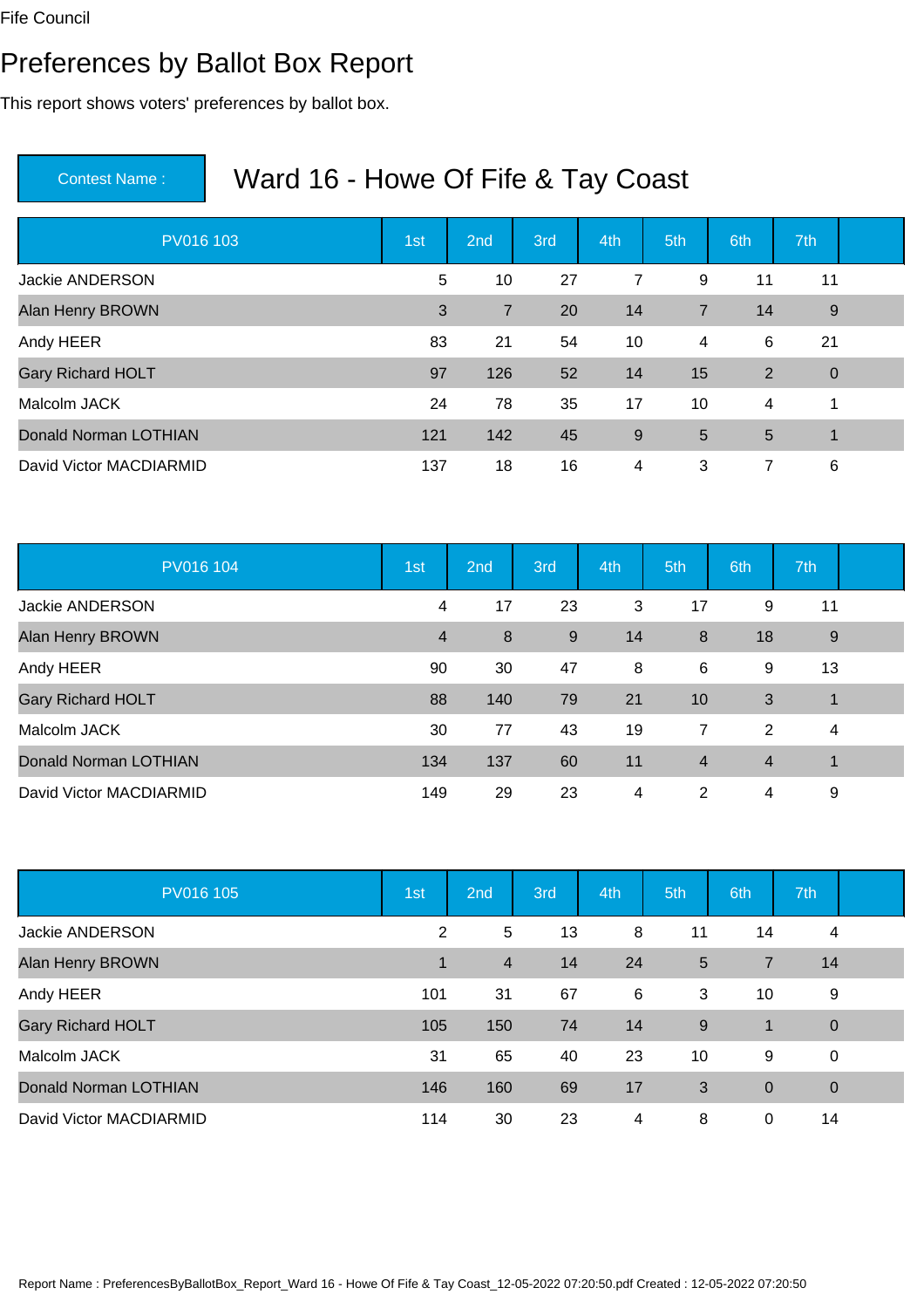Fife Council

# Preferences by Ballot Box Report

This report shows voters' preferences by ballot box.

| Contest Name : | Ward 16 - Howe Of Fife & Tay Coast |
|---|---|

| PV016 103 | 1st | 2nd | 3rd | 4th | 5th | 6th | 7th |
|---|---|---|---|---|---|---|---|
| Jackie ANDERSON | 5 | 10 | 27 | 7 | 9 | 11 | 11 |
| Alan Henry BROWN | 3 | 7 | 20 | 14 | 7 | 14 | 9 |
| Andy HEER | 83 | 21 | 54 | 10 | 4 | 6 | 21 |
| Gary Richard HOLT | 97 | 126 | 52 | 14 | 15 | 2 | 0 |
| Malcolm JACK | 24 | 78 | 35 | 17 | 10 | 4 | 1 |
| Donald Norman LOTHIAN | 121 | 142 | 45 | 9 | 5 | 5 | 1 |
| David Victor MACDIARMID | 137 | 18 | 16 | 4 | 3 | 7 | 6 |

| PV016 104 | 1st | 2nd | 3rd | 4th | 5th | 6th | 7th |
|---|---|---|---|---|---|---|---|
| Jackie ANDERSON | 4 | 17 | 23 | 3 | 17 | 9 | 11 |
| Alan Henry BROWN | 4 | 8 | 9 | 14 | 8 | 18 | 9 |
| Andy HEER | 90 | 30 | 47 | 8 | 6 | 9 | 13 |
| Gary Richard HOLT | 88 | 140 | 79 | 21 | 10 | 3 | 1 |
| Malcolm JACK | 30 | 77 | 43 | 19 | 7 | 2 | 4 |
| Donald Norman LOTHIAN | 134 | 137 | 60 | 11 | 4 | 4 | 1 |
| David Victor MACDIARMID | 149 | 29 | 23 | 4 | 2 | 4 | 9 |

| PV016 105 | 1st | 2nd | 3rd | 4th | 5th | 6th | 7th |
|---|---|---|---|---|---|---|---|
| Jackie ANDERSON | 2 | 5 | 13 | 8 | 11 | 14 | 4 |
| Alan Henry BROWN | 1 | 4 | 14 | 24 | 5 | 7 | 14 |
| Andy HEER | 101 | 31 | 67 | 6 | 3 | 10 | 9 |
| Gary Richard HOLT | 105 | 150 | 74 | 14 | 9 | 1 | 0 |
| Malcolm JACK | 31 | 65 | 40 | 23 | 10 | 9 | 0 |
| Donald Norman LOTHIAN | 146 | 160 | 69 | 17 | 3 | 0 | 0 |
| David Victor MACDIARMID | 114 | 30 | 23 | 4 | 8 | 0 | 14 |

Report Name : PreferencesByBallotBox_Report_Ward 16 - Howe Of Fife & Tay Coast_12-05-2022 07:20:50.pdf Created : 12-05-2022 07:20:50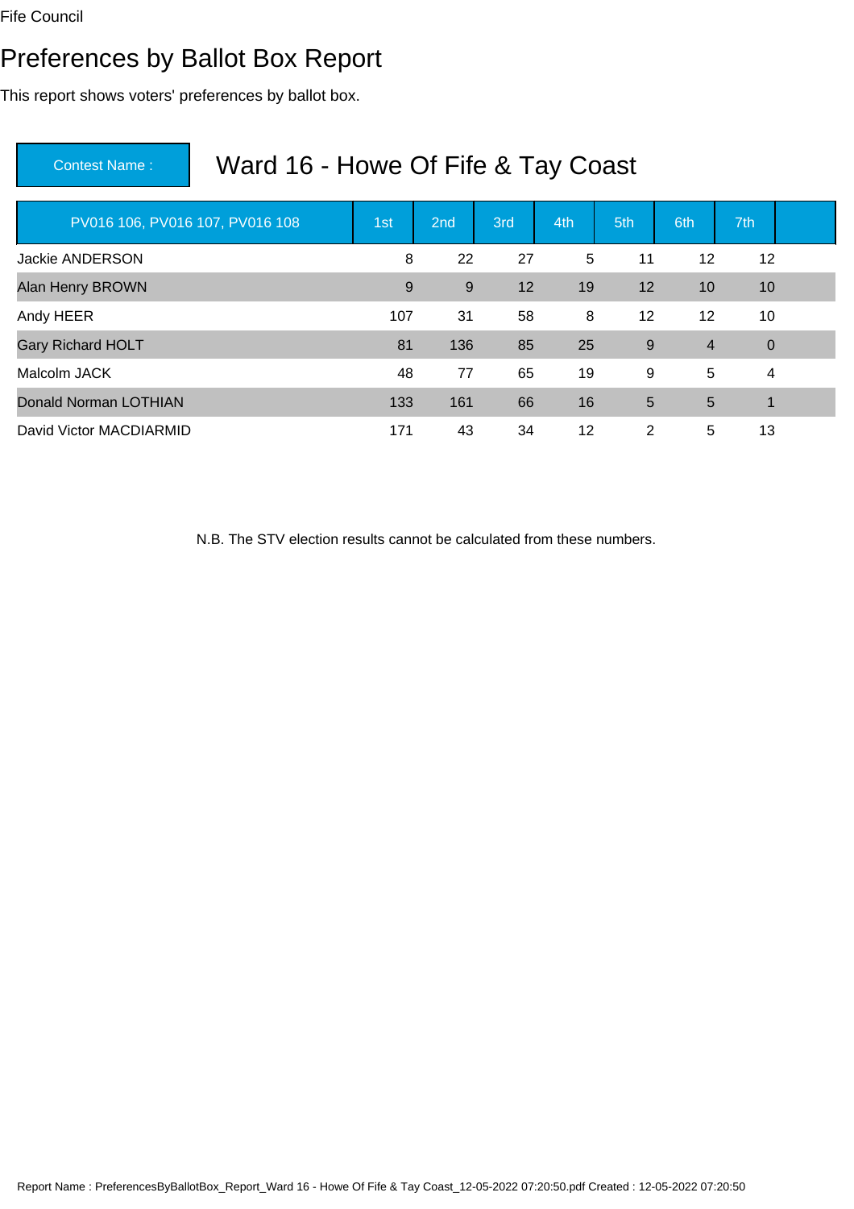Fife Council

# Preferences by Ballot Box Report

This report shows voters' preferences by ballot box.

| Contest Name : | Ward 16 - Howe Of Fife & Tay Coast |
|---|---|

| PV016 106, PV016 107, PV016 108 | 1st | 2nd | 3rd | 4th | 5th | 6th | 7th | |
|---|---|---|---|---|---|---|---|---|
| Jackie ANDERSON | 8 | 22 | 27 | 5 | 11 | 12 | 12 | |
| Alan Henry BROWN | 9 | 9 | 12 | 19 | 12 | 10 | 10 | |
| Andy HEER | 107 | 31 | 58 | 8 | 12 | 12 | 10 | |
| Gary Richard HOLT | 81 | 136 | 85 | 25 | 9 | 4 | 0 | |
| Malcolm JACK | 48 | 77 | 65 | 19 | 9 | 5 | 4 | |
| Donald Norman LOTHIAN | 133 | 161 | 66 | 16 | 5 | 5 | 1 | |
| David Victor MACDIARMID | 171 | 43 | 34 | 12 | 2 | 5 | 13 | |

N.B. The STV election results cannot be calculated from these numbers.

Report Name : PreferencesByBallotBox_Report_Ward 16 - Howe Of Fife & Tay Coast_12-05-2022 07:20:50.pdf Created : 12-05-2022 07:20:50